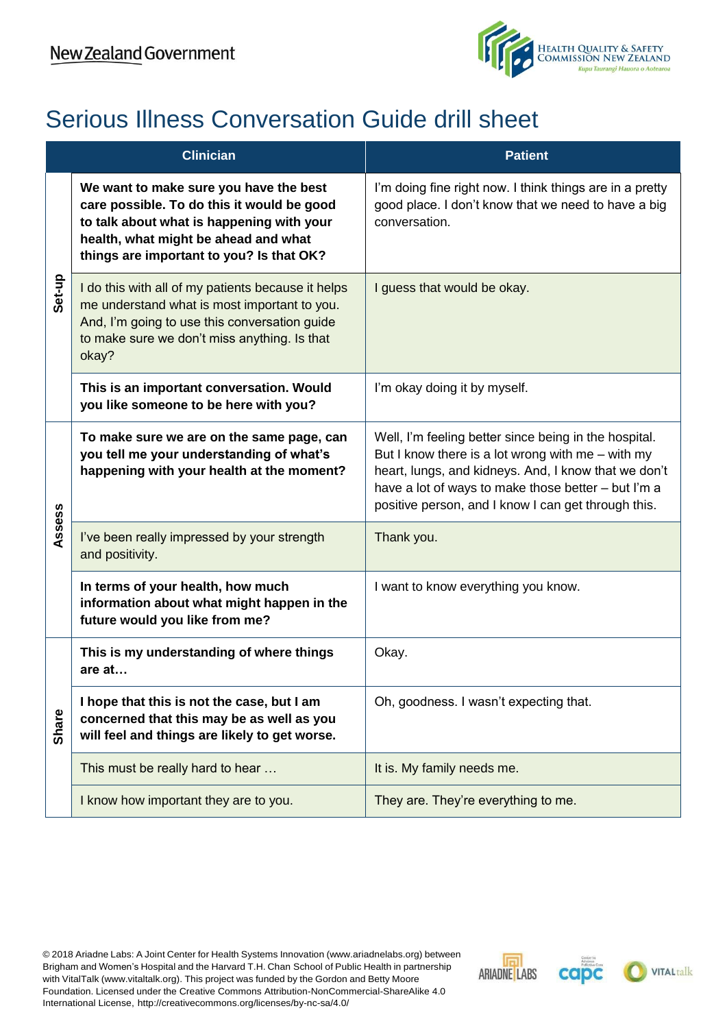New Zealand Government

HEALTH QUALITY & SAFETY COMMISSION NEW ZEALAND
*Kupu Taurangi Hauora o Aotearoa*

# Serious Illness Conversation Guide drill sheet

| | Clinician | Patient |
|---|---|---|
| Set-up | **We want to make sure you have the best care possible. To do this it would be good to talk about what is happening with your health, what might be ahead and what things are important to you? Is that OK?** | I'm doing fine right now. I think things are in a pretty good place. I don't know that we need to have a big conversation. |
| | I do this with all of my patients because it helps me understand what is most important to you. And, I'm going to use this conversation guide to make sure we don't miss anything. Is that okay? | I guess that would be okay. |
| | **This is an important conversation. Would you like someone to be here with you?** | I'm okay doing it by myself. |
| Assess | **To make sure we are on the same page, can you tell me your understanding of what's happening with your health at the moment?** | Well, I'm feeling better since being in the hospital. But I know there is a lot wrong with me – with my heart, lungs, and kidneys. And, I know that we don't have a lot of ways to make those better – but I'm a positive person, and I know I can get through this. |
| | I've been really impressed by your strength and positivity. | Thank you. |
| | **In terms of your health, how much information about what might happen in the future would you like from me?** | I want to know everything you know. |
| Share | **This is my understanding of where things are at…** | Okay. |
| | **I hope that this is not the case, but I am concerned that this may be as well as you will feel and things are likely to get worse.** | Oh, goodness. I wasn't expecting that. |
| | This must be really hard to hear … | It is. My family needs me. |
| | I know how important they are to you. | They are. They're everything to me. |

© 2018 Ariadne Labs: A Joint Center for Health Systems Innovation (www.ariadnelabs.org) between Brigham and Women's Hospital and the Harvard T.H. Chan School of Public Health in partnership with VitalTalk (www.vitaltalk.org). This project was funded by the Gordon and Betty Moore Foundation. Licensed under the Creative Commons Attribution-NonCommercial-ShareAlike 4.0 International License, http://creativecommons.org/licenses/by-nc-sa/4.0/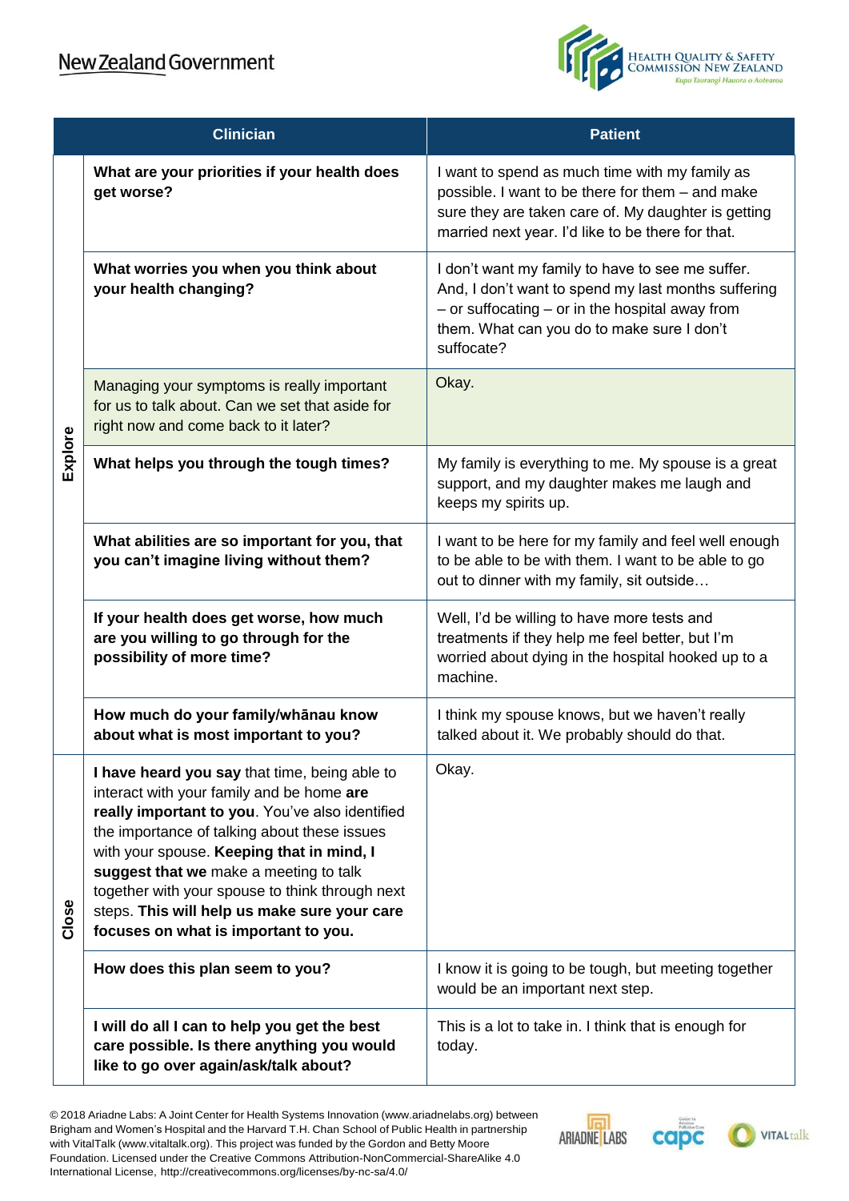| | Clinician | Patient |
|---|---|---|
| Explore | **What are your priorities if your health does get worse?** | I want to spend as much time with my family as possible. I want to be there for them – and make sure they are taken care of. My daughter is getting married next year. I'd like to be there for that. |
| | **What worries you when you think about your health changing?** | I don't want my family to have to see me suffer. And, I don't want to spend my last months suffering – or suffocating – or in the hospital away from them. What can you do to make sure I don't suffocate? |
| | Managing your symptoms is really important for us to talk about. Can we set that aside for right now and come back to it later? | Okay. |
| | **What helps you through the tough times?** | My family is everything to me. My spouse is a great support, and my daughter makes me laugh and keeps my spirits up. |
| | **What abilities are so important for you, that you can't imagine living without them?** | I want to be here for my family and feel well enough to be able to be with them. I want to be able to go out to dinner with my family, sit outside… |
| | **If your health does get worse, how much are you willing to go through for the possibility of more time?** | Well, I'd be willing to have more tests and treatments if they help me feel better, but I'm worried about dying in the hospital hooked up to a machine. |
| | **How much do your family/whānau know about what is most important to you?** | I think my spouse knows, but we haven't really talked about it. We probably should do that. |
| Close | **I have heard you say** that time, being able to interact with your family and be home **are really important to you**. You've also identified the importance of talking about these issues with your spouse. **Keeping that in mind, I suggest that we** make a meeting to talk together with your spouse to think through next steps. **This will help us make sure your care focuses on what is important to you.** | Okay. |
| | **How does this plan seem to you?** | I know it is going to be tough, but meeting together would be an important next step. |
| | **I will do all I can to help you get the best care possible. Is there anything you would like to go over again/ask/talk about?** | This is a lot to take in. I think that is enough for today. |

© 2018 Ariadne Labs: A Joint Center for Health Systems Innovation (www.ariadnelabs.org) between Brigham and Women's Hospital and the Harvard T.H. Chan School of Public Health in partnership with VitalTalk (www.vitaltalk.org). This project was funded by the Gordon and Betty Moore Foundation. Licensed under the Creative Commons Attribution-NonCommercial-ShareAlike 4.0 International License, http://creativecommons.org/licenses/by-nc-sa/4.0/